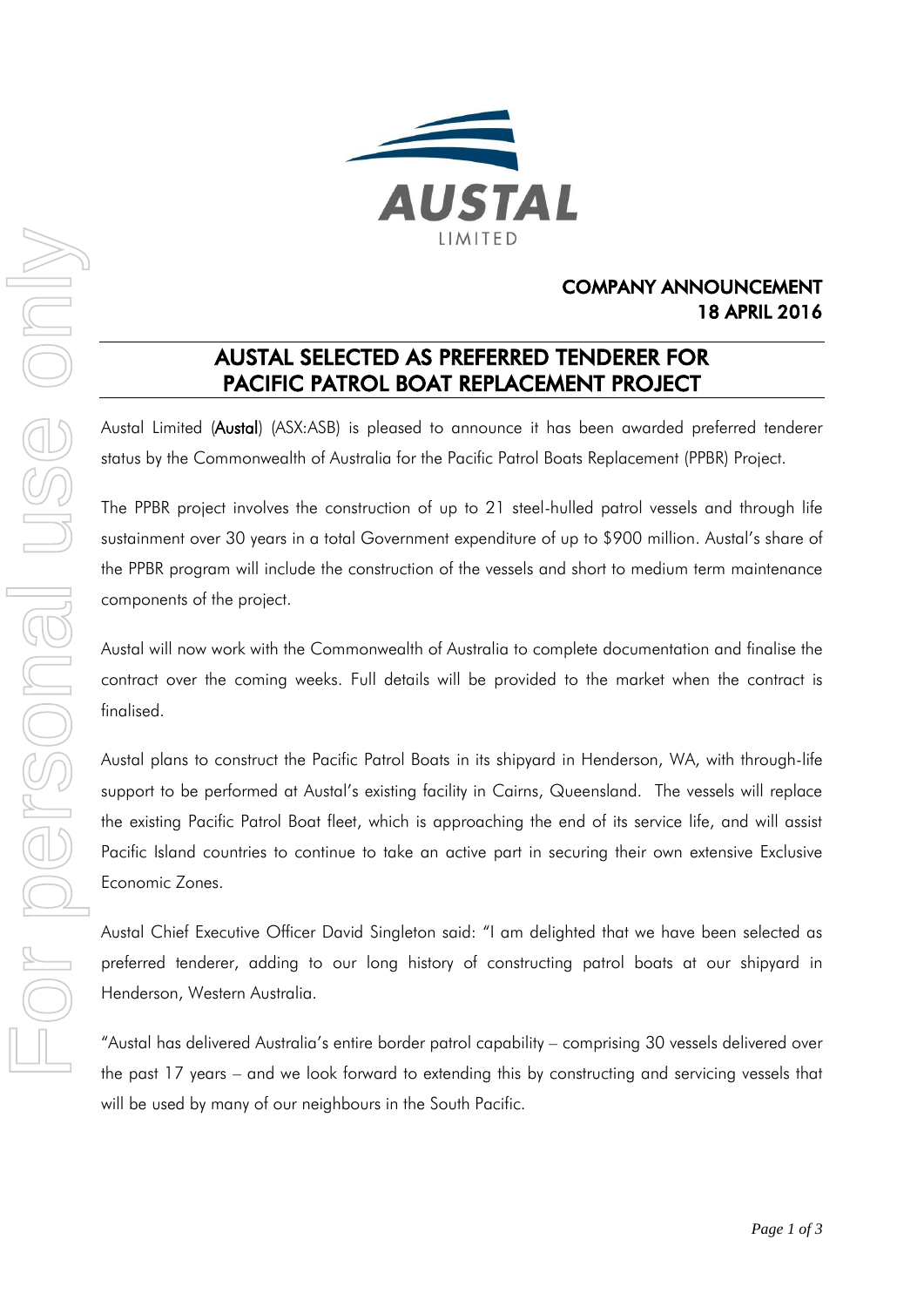AUSTAL

LIMITED

**COMPANY ANNOUNCEMENT**
**18 APRIL 2016**

# AUSTAL SELECTED AS PREFERRED TENDERER FOR PACIFIC PATROL BOAT REPLACEMENT PROJECT

Austal Limited (**Austal**) (ASX:ASB) is pleased to announce it has been awarded preferred tenderer status by the Commonwealth of Australia for the Pacific Patrol Boats Replacement (PPBR) Project.

The PPBR project involves the construction of up to 21 steel-hulled patrol vessels and through life sustainment over 30 years in a total Government expenditure of up to $900 million. Austal's share of the PPBR program will include the construction of the vessels and short to medium term maintenance components of the project.

Austal will now work with the Commonwealth of Australia to complete documentation and finalise the contract over the coming weeks. Full details will be provided to the market when the contract is finalised.

Austal plans to construct the Pacific Patrol Boats in its shipyard in Henderson, WA, with through-life support to be performed at Austal's existing facility in Cairns, Queensland. The vessels will replace the existing Pacific Patrol Boat fleet, which is approaching the end of its service life, and will assist Pacific Island countries to continue to take an active part in securing their own extensive Exclusive Economic Zones.

Austal Chief Executive Officer David Singleton said: "I am delighted that we have been selected as preferred tenderer, adding to our long history of constructing patrol boats at our shipyard in Henderson, Western Australia.

"Austal has delivered Australia's entire border patrol capability – comprising 30 vessels delivered over the past 17 years – and we look forward to extending this by constructing and servicing vessels that will be used by many of our neighbours in the South Pacific.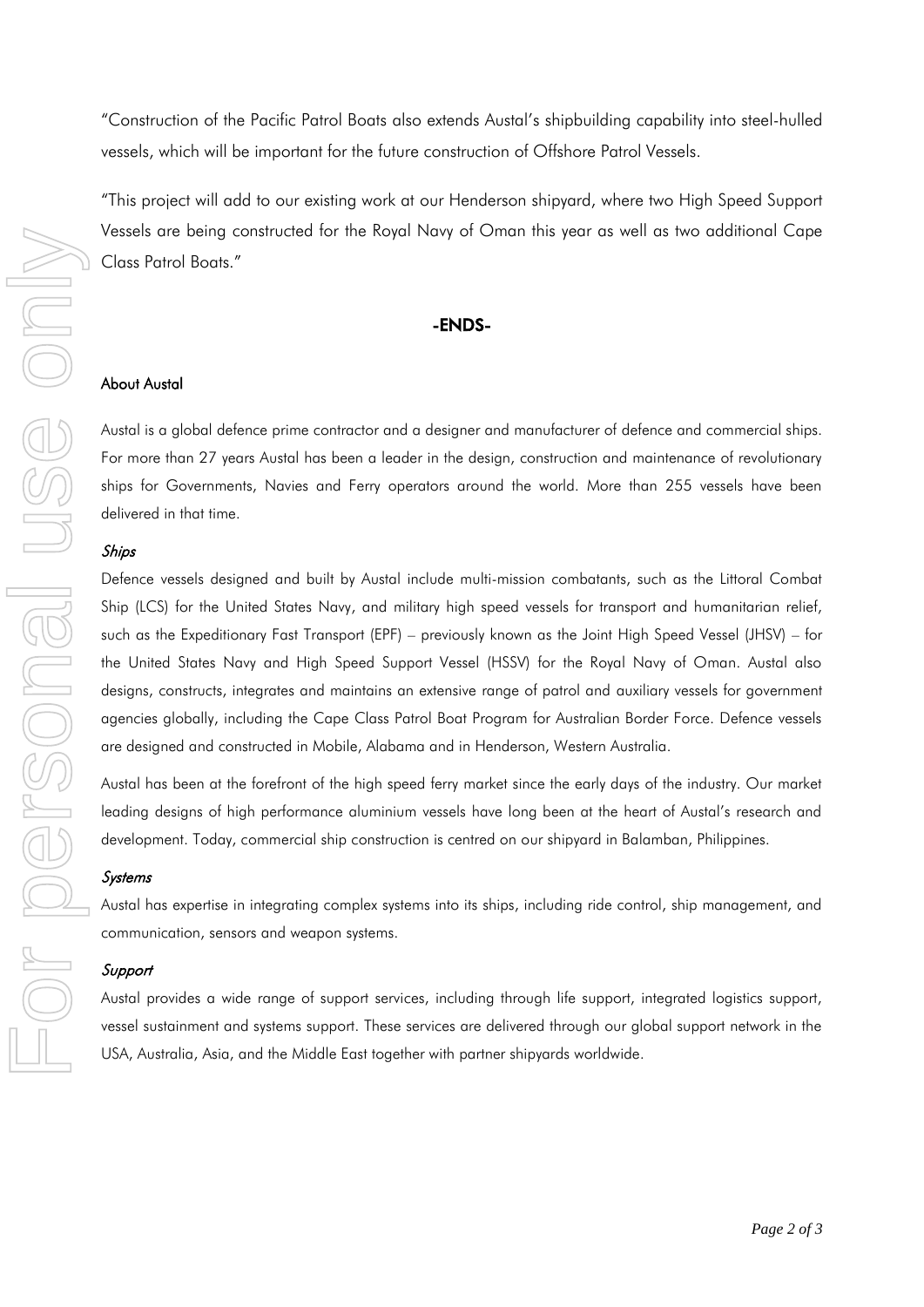"Construction of the Pacific Patrol Boats also extends Austal's shipbuilding capability into steel-hulled vessels, which will be important for the future construction of Offshore Patrol Vessels.

"This project will add to our existing work at our Henderson shipyard, where two High Speed Support Vessels are being constructed for the Royal Navy of Oman this year as well as two additional Cape Class Patrol Boats."

**-ENDS-**

**About Austal**

Austal is a global defence prime contractor and a designer and manufacturer of defence and commercial ships. For more than 27 years Austal has been a leader in the design, construction and maintenance of revolutionary ships for Governments, Navies and Ferry operators around the world. More than 255 vessels have been delivered in that time.

***Ships***

Defence vessels designed and built by Austal include multi-mission combatants, such as the Littoral Combat Ship (LCS) for the United States Navy, and military high speed vessels for transport and humanitarian relief, such as the Expeditionary Fast Transport (EPF) – previously known as the Joint High Speed Vessel (JHSV) – for the United States Navy and High Speed Support Vessel (HSSV) for the Royal Navy of Oman. Austal also designs, constructs, integrates and maintains an extensive range of patrol and auxiliary vessels for government agencies globally, including the Cape Class Patrol Boat Program for Australian Border Force. Defence vessels are designed and constructed in Mobile, Alabama and in Henderson, Western Australia.

Austal has been at the forefront of the high speed ferry market since the early days of the industry. Our market leading designs of high performance aluminium vessels have long been at the heart of Austal's research and development. Today, commercial ship construction is centred on our shipyard in Balamban, Philippines.

***Systems***

Austal has expertise in integrating complex systems into its ships, including ride control, ship management, and communication, sensors and weapon systems.

***Support***

Austal provides a wide range of support services, including through life support, integrated logistics support, vessel sustainment and systems support. These services are delivered through our global support network in the USA, Australia, Asia, and the Middle East together with partner shipyards worldwide.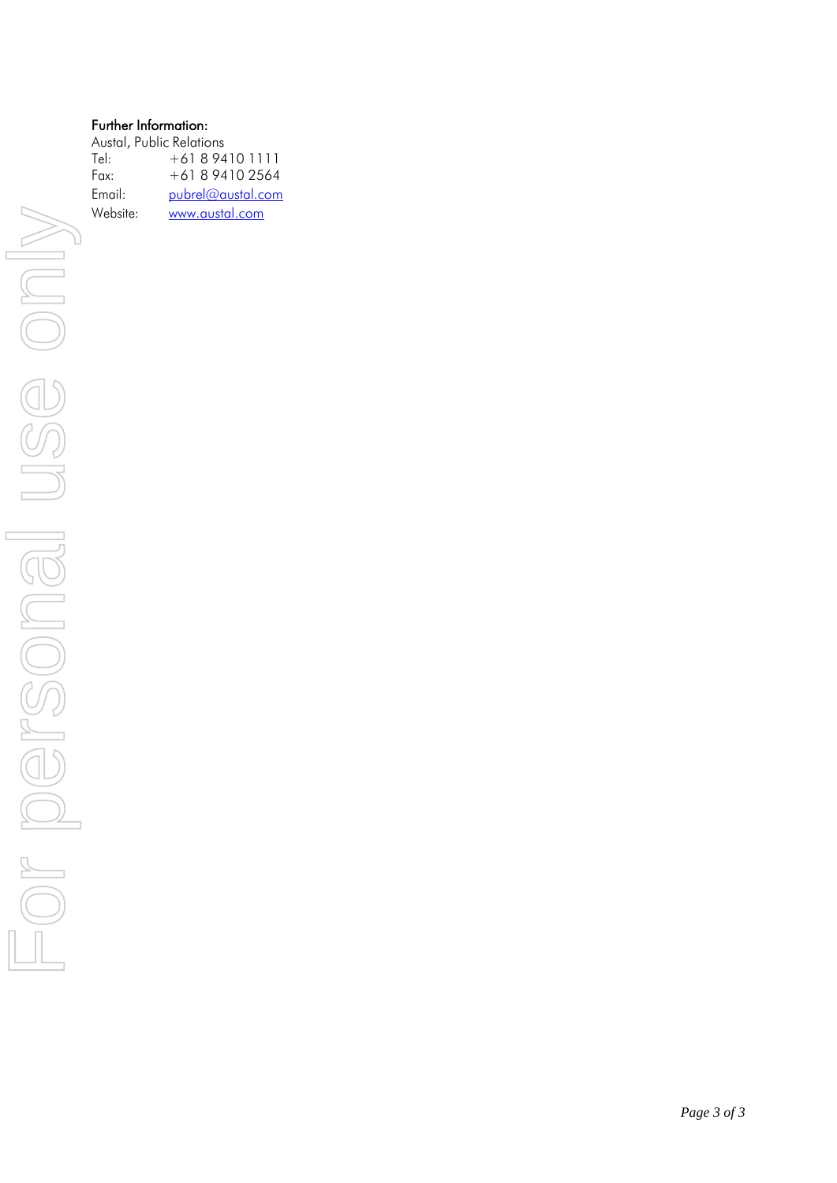**Further Information:**

Austal, Public Relations

| | |
|---|---|
| Tel: | +61 8 9410 1111 |
| Fax: | +61 8 9410 2564 |
| Email: | pubrel@austal.com |
| Website: | www.austal.com |